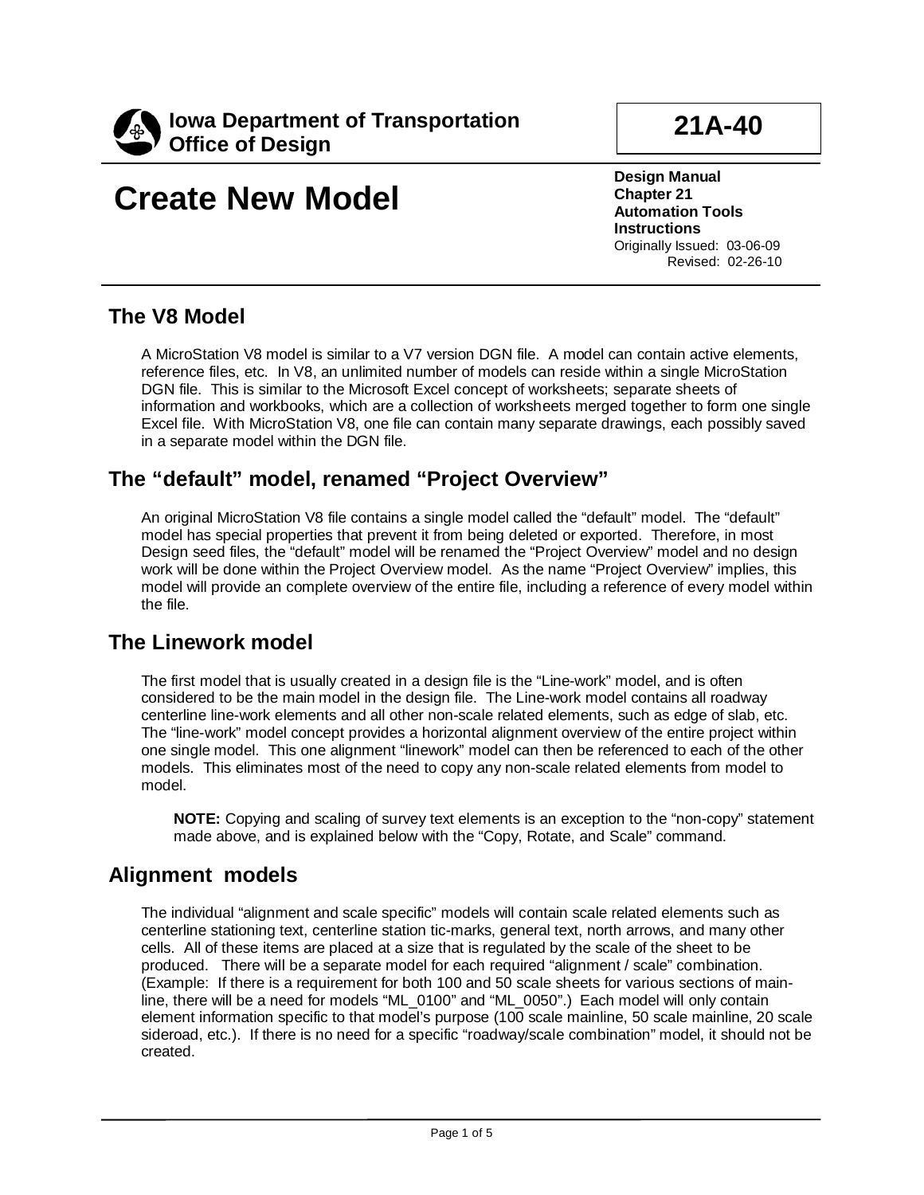**Iowa Department of Transportation**
**Office of Design**

**21A-40**

# Create New Model

**Design Manual**
**Chapter 21**
**Automation Tools**
**Instructions**
Originally Issued: 03-06-09
Revised: 02-26-10

## The V8 Model

A MicroStation V8 model is similar to a V7 version DGN file. A model can contain active elements, reference files, etc. In V8, an unlimited number of models can reside within a single MicroStation DGN file. This is similar to the Microsoft Excel concept of worksheets; separate sheets of information and workbooks, which are a collection of worksheets merged together to form one single Excel file. With MicroStation V8, one file can contain many separate drawings, each possibly saved in a separate model within the DGN file.

## The "default" model, renamed "Project Overview"

An original MicroStation V8 file contains a single model called the "default" model. The "default" model has special properties that prevent it from being deleted or exported. Therefore, in most Design seed files, the "default" model will be renamed the "Project Overview" model and no design work will be done within the Project Overview model. As the name "Project Overview" implies, this model will provide an complete overview of the entire file, including a reference of every model within the file.

## The Linework model

The first model that is usually created in a design file is the "Line-work" model, and is often considered to be the main model in the design file. The Line-work model contains all roadway centerline line-work elements and all other non-scale related elements, such as edge of slab, etc. The "line-work" model concept provides a horizontal alignment overview of the entire project within one single model. This one alignment "linework" model can then be referenced to each of the other models. This eliminates most of the need to copy any non-scale related elements from model to model.

> **NOTE:** Copying and scaling of survey text elements is an exception to the "non-copy" statement made above, and is explained below with the "Copy, Rotate, and Scale" command.

## Alignment models

The individual "alignment and scale specific" models will contain scale related elements such as centerline stationing text, centerline station tic-marks, general text, north arrows, and many other cells. All of these items are placed at a size that is regulated by the scale of the sheet to be produced. There will be a separate model for each required "alignment / scale" combination. (Example: If there is a requirement for both 100 and 50 scale sheets for various sections of main-line, there will be a need for models "ML_0100" and "ML_0050".) Each model will only contain element information specific to that model's purpose (100 scale mainline, 50 scale mainline, 20 scale sideroad, etc.). If there is no need for a specific "roadway/scale combination" model, it should not be created.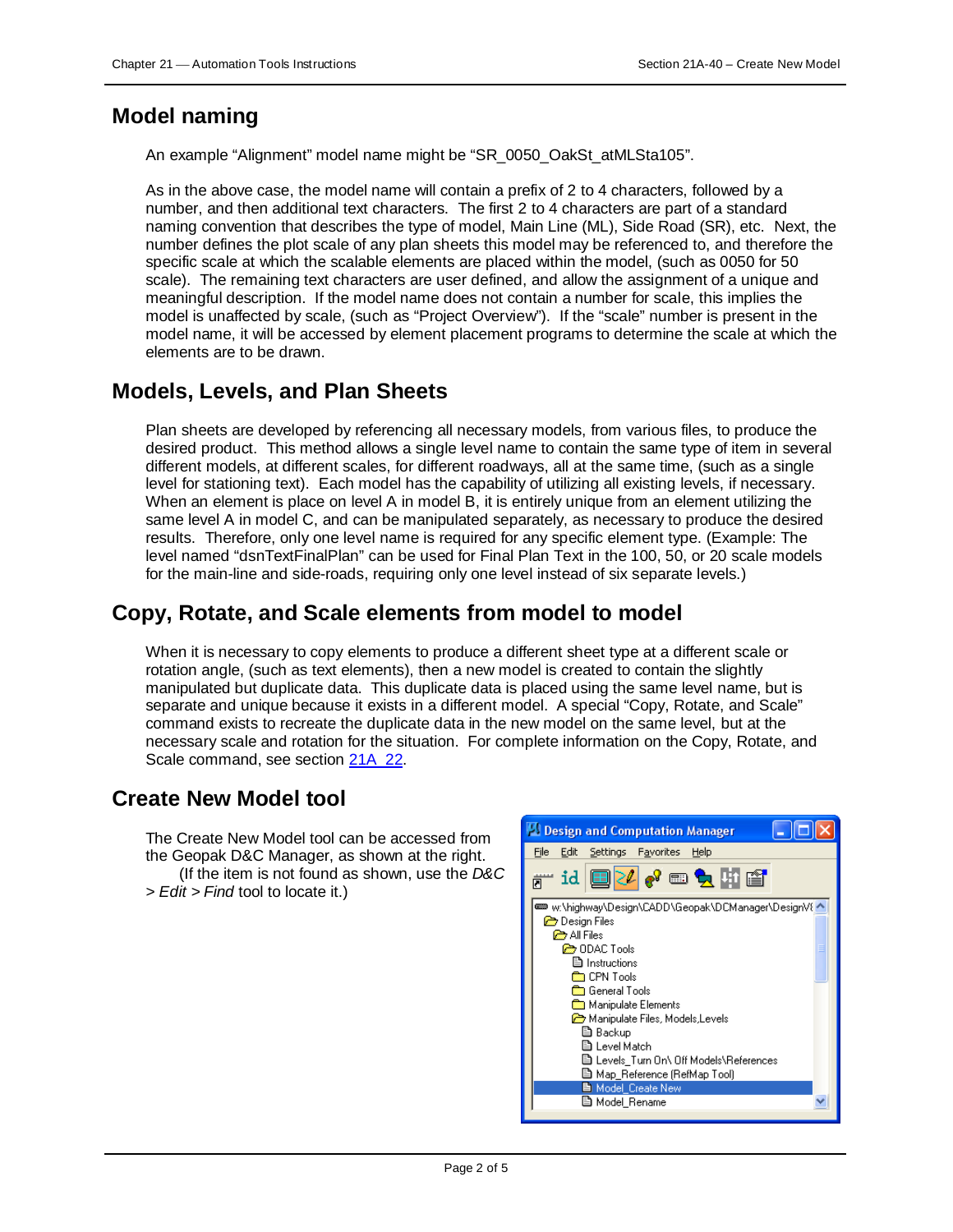## Model naming

An example “Alignment” model name might be “SR_0050_OakSt_atMLSta105”.

As in the above case, the model name will contain a prefix of 2 to 4 characters, followed by a number, and then additional text characters. The first 2 to 4 characters are part of a standard naming convention that describes the type of model, Main Line (ML), Side Road (SR), etc. Next, the number defines the plot scale of any plan sheets this model may be referenced to, and therefore the specific scale at which the scalable elements are placed within the model, (such as 0050 for 50 scale). The remaining text characters are user defined, and allow the assignment of a unique and meaningful description. If the model name does not contain a number for scale, this implies the model is unaffected by scale, (such as “Project Overview”). If the “scale” number is present in the model name, it will be accessed by element placement programs to determine the scale at which the elements are to be drawn.

## Models, Levels, and Plan Sheets

Plan sheets are developed by referencing all necessary models, from various files, to produce the desired product. This method allows a single level name to contain the same type of item in several different models, at different scales, for different roadways, all at the same time, (such as a single level for stationing text). Each model has the capability of utilizing all existing levels, if necessary. When an element is place on level A in model B, it is entirely unique from an element utilizing the same level A in model C, and can be manipulated separately, as necessary to produce the desired results. Therefore, only one level name is required for any specific element type. (Example: The level named “dsnTextFinalPlan” can be used for Final Plan Text in the 100, 50, or 20 scale models for the main-line and side-roads, requiring only one level instead of six separate levels.)

## Copy, Rotate, and Scale elements from model to model

When it is necessary to copy elements to produce a different sheet type at a different scale or rotation angle, (such as text elements), then a new model is created to contain the slightly manipulated but duplicate data. This duplicate data is placed using the same level name, but is separate and unique because it exists in a different model. A special “Copy, Rotate, and Scale” command exists to recreate the duplicate data in the new model on the same level, but at the necessary scale and rotation for the situation. For complete information on the Copy, Rotate, and Scale command, see section 21A_22.

## Create New Model tool

The Create New Model tool can be accessed from the Geopak D&C Manager, as shown at the right. (If the item is not found as shown, use the *D&C > Edit > Find* tool to locate it.)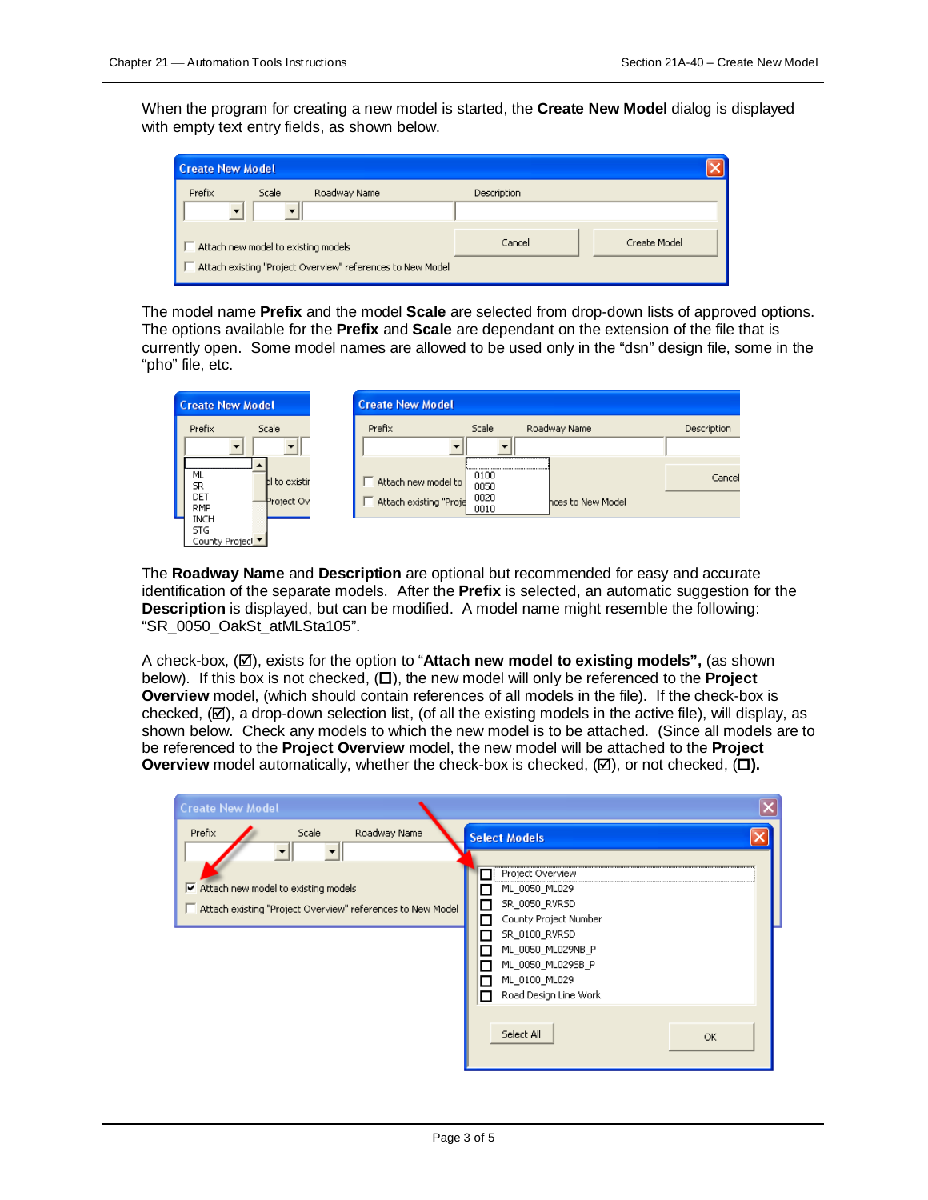When the program for creating a new model is started, the **Create New Model** dialog is displayed with empty text entry fields, as shown below.

The model name **Prefix** and the model **Scale** are selected from drop-down lists of approved options. The options available for the **Prefix** and **Scale** are dependant on the extension of the file that is currently open. Some model names are allowed to be used only in the “dsn” design file, some in the “pho” file, etc.

The **Roadway Name** and **Description** are optional but recommended for easy and accurate identification of the separate models. After the **Prefix** is selected, an automatic suggestion for the **Description** is displayed, but can be modified. A model name might resemble the following: “SR_0050_OakSt_atMLSta105”.

A check-box, (☑), exists for the option to “**Attach new model to existing models”,** (as shown below). If this box is not checked, (☐), the new model will only be referenced to the **Project Overview** model, (which should contain references of all models in the file). If the check-box is checked, (☑), a drop-down selection list, (of all the existing models in the active file), will display, as shown below. Check any models to which the new model is to be attached. (Since all models are to be referenced to the **Project Overview** model, the new model will be attached to the **Project Overview** model automatically, whether the check-box is checked, (☑), or not checked, (**☐**).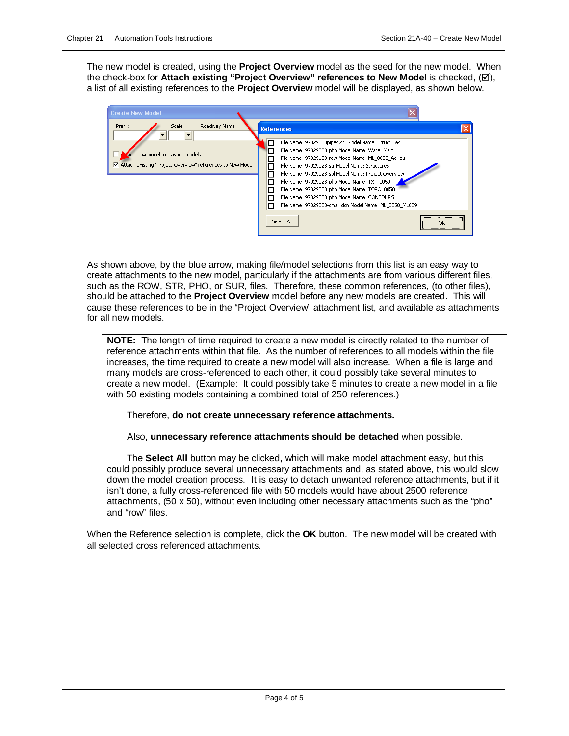The new model is created, using the **Project Overview** model as the seed for the new model. When the check-box for **Attach existing "Project Overview" references to New Model** is checked, (☑), a list of all existing references to the **Project Overview** model will be displayed, as shown below.

As shown above, by the blue arrow, making file/model selections from this list is an easy way to create attachments to the new model, particularly if the attachments are from various different files, such as the ROW, STR, PHO, or SUR, files. Therefore, these common references, (to other files), should be attached to the **Project Overview** model before any new models are created. This will cause these references to be in the "Project Overview" attachment list, and available as attachments for all new models.

> **NOTE:** The length of time required to create a new model is directly related to the number of reference attachments within that file. As the number of references to all models within the file increases, the time required to create a new model will also increase. When a file is large and many models are cross-referenced to each other, it could possibly take several minutes to create a new model. (Example: It could possibly take 5 minutes to create a new model in a file with 50 existing models containing a combined total of 250 references.)
>
> Therefore, **do not create unnecessary reference attachments.**
>
> Also, **unnecessary reference attachments should be detached** when possible.
>
> The **Select All** button may be clicked, which will make model attachment easy, but this could possibly produce several unnecessary attachments and, as stated above, this would slow down the model creation process. It is easy to detach unwanted reference attachments, but if it isn't done, a fully cross-referenced file with 50 models would have about 2500 reference attachments, (50 x 50), without even including other necessary attachments such as the "pho" and "row" files.

When the Reference selection is complete, click the **OK** button. The new model will be created with all selected cross referenced attachments.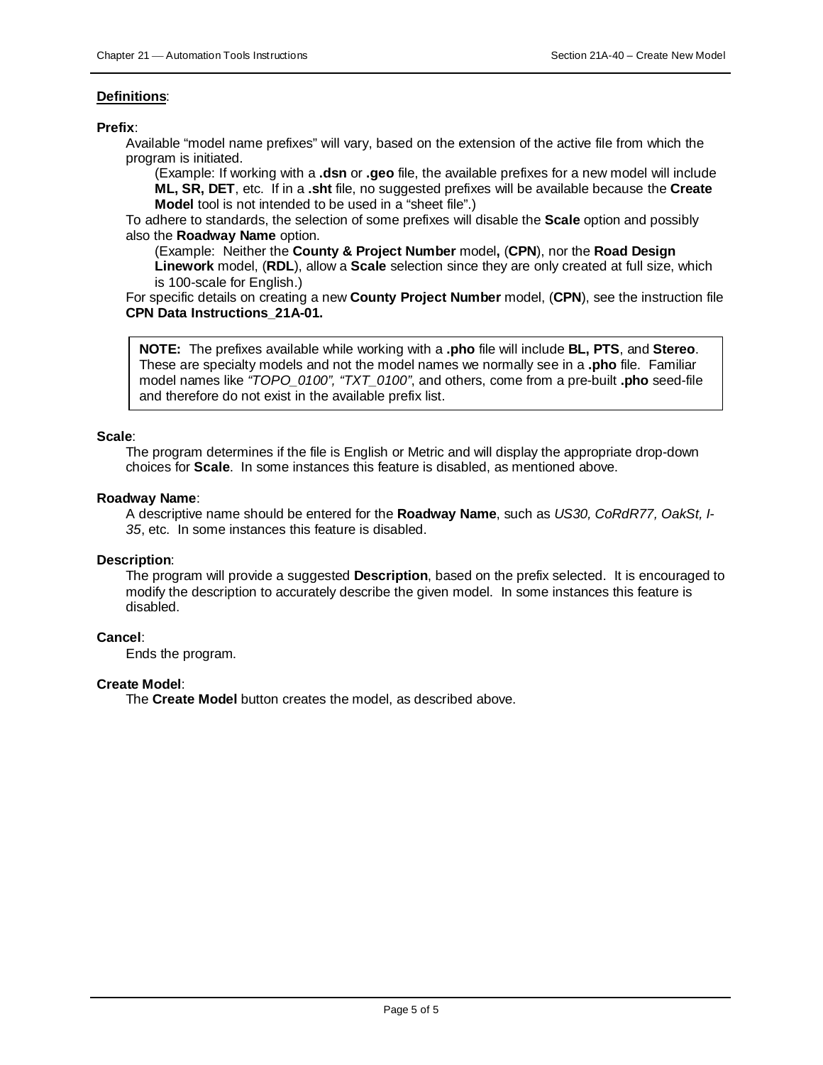**Definitions**:

**Prefix**:

Available "model name prefixes" will vary, based on the extension of the active file from which the program is initiated.

(Example: If working with a **.dsn** or **.geo** file, the available prefixes for a new model will include **ML, SR, DET**, etc. If in a **.sht** file, no suggested prefixes will be available because the **Create Model** tool is not intended to be used in a "sheet file".)

To adhere to standards, the selection of some prefixes will disable the **Scale** option and possibly also the **Roadway Name** option.

(Example: Neither the **County & Project Number** model**,** (**CPN**), nor the **Road Design Linework** model, (**RDL**), allow a **Scale** selection since they are only created at full size, which is 100-scale for English.)

For specific details on creating a new **County Project Number** model, (**CPN**), see the instruction file **CPN Data Instructions_21A-01.**

> **NOTE:** The prefixes available while working with a **.pho** file will include **BL, PTS**, and **Stereo**. These are specialty models and not the model names we normally see in a **.pho** file. Familiar model names like *"TOPO_0100", "TXT_0100"*, and others, come from a pre-built **.pho** seed-file and therefore do not exist in the available prefix list.

**Scale**:

The program determines if the file is English or Metric and will display the appropriate drop-down choices for **Scale**. In some instances this feature is disabled, as mentioned above.

**Roadway Name**:

A descriptive name should be entered for the **Roadway Name**, such as *US30, CoRdR77, OakSt, I-35*, etc. In some instances this feature is disabled.

**Description**:

The program will provide a suggested **Description**, based on the prefix selected. It is encouraged to modify the description to accurately describe the given model. In some instances this feature is disabled.

**Cancel**:

Ends the program.

**Create Model**:

The **Create Model** button creates the model, as described above.